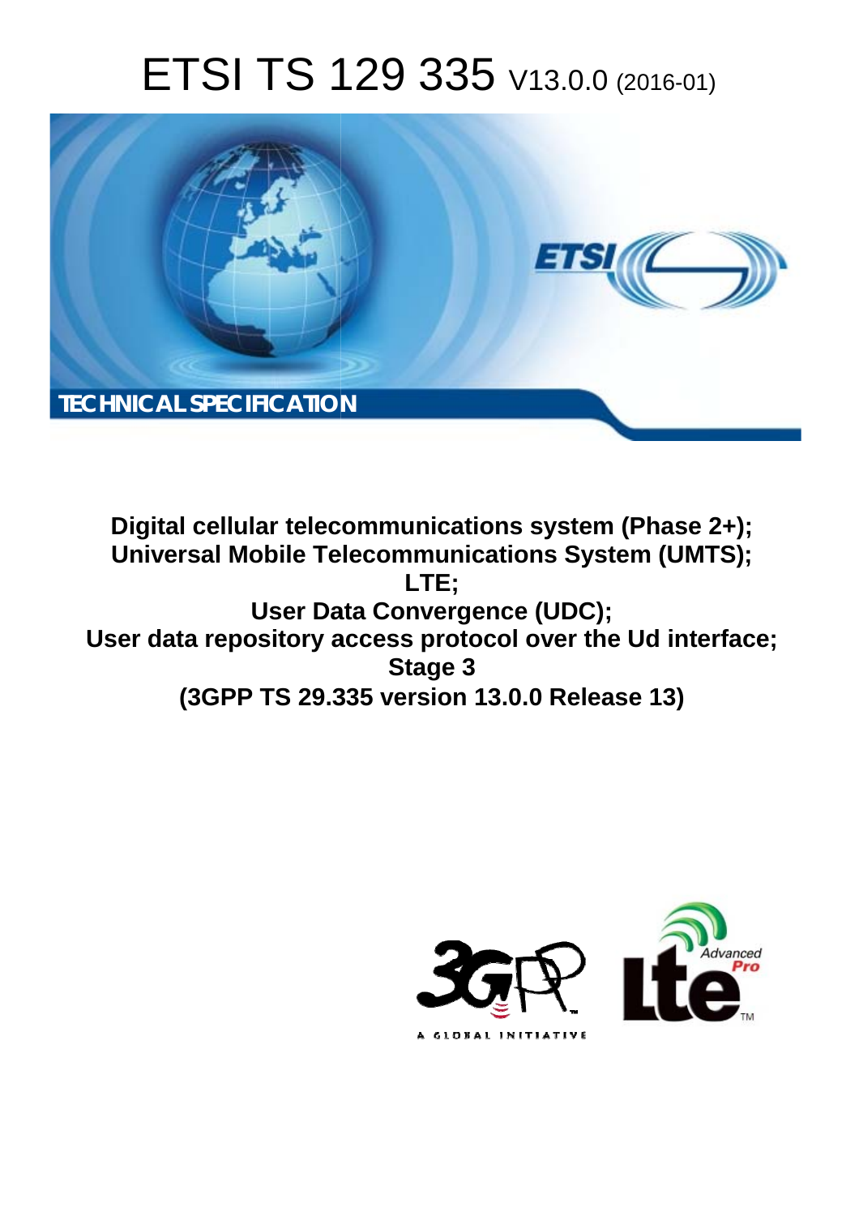# ETSI TS 129 335 V13.0.0 (2016-01)

TECHNICAL SPECIFICATION

**Digital cellular telecommunications system (Phase 2+); Universal Mobile Telecommunications System (UMTS); LTE; User Data Convergence (UDC); User data repository access protocol over the Ud interface; Stage 3 (3GPP TS 29.335 version 13.0.0 Release 13)**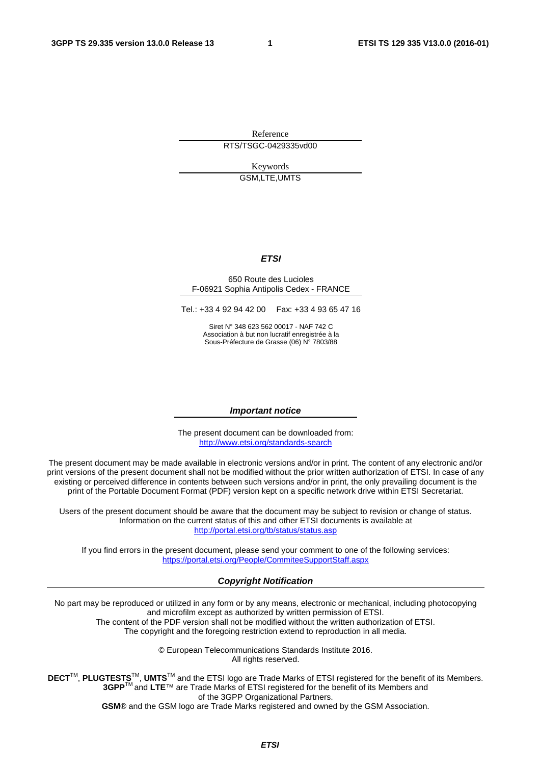Reference

RTS/TSGC-0429335vd00

Keywords

GSM,LTE,UMTS

***ETSI***

650 Route des Lucioles
F-06921 Sophia Antipolis Cedex - FRANCE

Tel.: +33 4 92 94 42 00   Fax: +33 4 93 65 47 16

Siret N° 348 623 562 00017 - NAF 742 C
Association à but non lucratif enregistrée à la
Sous-Préfecture de Grasse (06) N° 7803/88

***Important notice***

The present document can be downloaded from:
http://www.etsi.org/standards-search

The present document may be made available in electronic versions and/or in print. The content of any electronic and/or print versions of the present document shall not be modified without the prior written authorization of ETSI. In case of any existing or perceived difference in contents between such versions and/or in print, the only prevailing document is the print of the Portable Document Format (PDF) version kept on a specific network drive within ETSI Secretariat.

Users of the present document should be aware that the document may be subject to revision or change of status. Information on the current status of this and other ETSI documents is available at
http://portal.etsi.org/tb/status/status.asp

If you find errors in the present document, please send your comment to one of the following services:
https://portal.etsi.org/People/CommiteeSupportStaff.aspx

***Copyright Notification***

No part may be reproduced or utilized in any form or by any means, electronic or mechanical, including photocopying and microfilm except as authorized by written permission of ETSI.
The content of the PDF version shall not be modified without the written authorization of ETSI.
The copyright and the foregoing restriction extend to reproduction in all media.

© European Telecommunications Standards Institute 2016.
All rights reserved.

**DECT**™, **PLUGTESTS**™, **UMTS**™ and the ETSI logo are Trade Marks of ETSI registered for the benefit of its Members.
**3GPP**™ and **LTE**™ are Trade Marks of ETSI registered for the benefit of its Members and of the 3GPP Organizational Partners.
**GSM**® and the GSM logo are Trade Marks registered and owned by the GSM Association.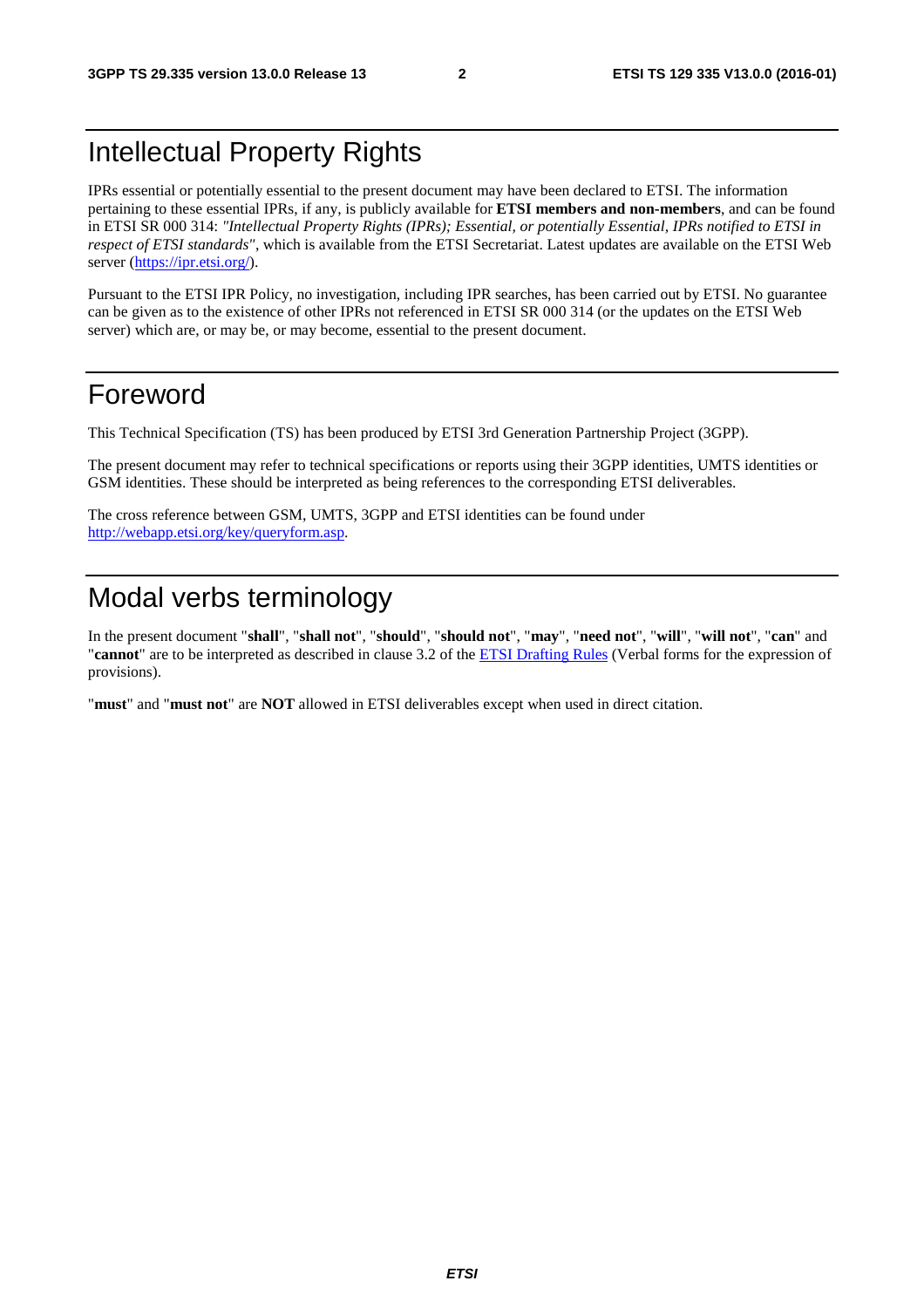# Intellectual Property Rights

IPRs essential or potentially essential to the present document may have been declared to ETSI. The information pertaining to these essential IPRs, if any, is publicly available for **ETSI members and non-members**, and can be found in ETSI SR 000 314: *"Intellectual Property Rights (IPRs); Essential, or potentially Essential, IPRs notified to ETSI in respect of ETSI standards"*, which is available from the ETSI Secretariat. Latest updates are available on the ETSI Web server (https://ipr.etsi.org/).

Pursuant to the ETSI IPR Policy, no investigation, including IPR searches, has been carried out by ETSI. No guarantee can be given as to the existence of other IPRs not referenced in ETSI SR 000 314 (or the updates on the ETSI Web server) which are, or may be, or may become, essential to the present document.

# Foreword

This Technical Specification (TS) has been produced by ETSI 3rd Generation Partnership Project (3GPP).

The present document may refer to technical specifications or reports using their 3GPP identities, UMTS identities or GSM identities. These should be interpreted as being references to the corresponding ETSI deliverables.

The cross reference between GSM, UMTS, 3GPP and ETSI identities can be found under http://webapp.etsi.org/key/queryform.asp.

# Modal verbs terminology

In the present document "**shall**", "**shall not**", "**should**", "**should not**", "**may**", "**need not**", "**will**", "**will not**", "**can**" and "**cannot**" are to be interpreted as described in clause 3.2 of the ETSI Drafting Rules (Verbal forms for the expression of provisions).

"**must**" and "**must not**" are **NOT** allowed in ETSI deliverables except when used in direct citation.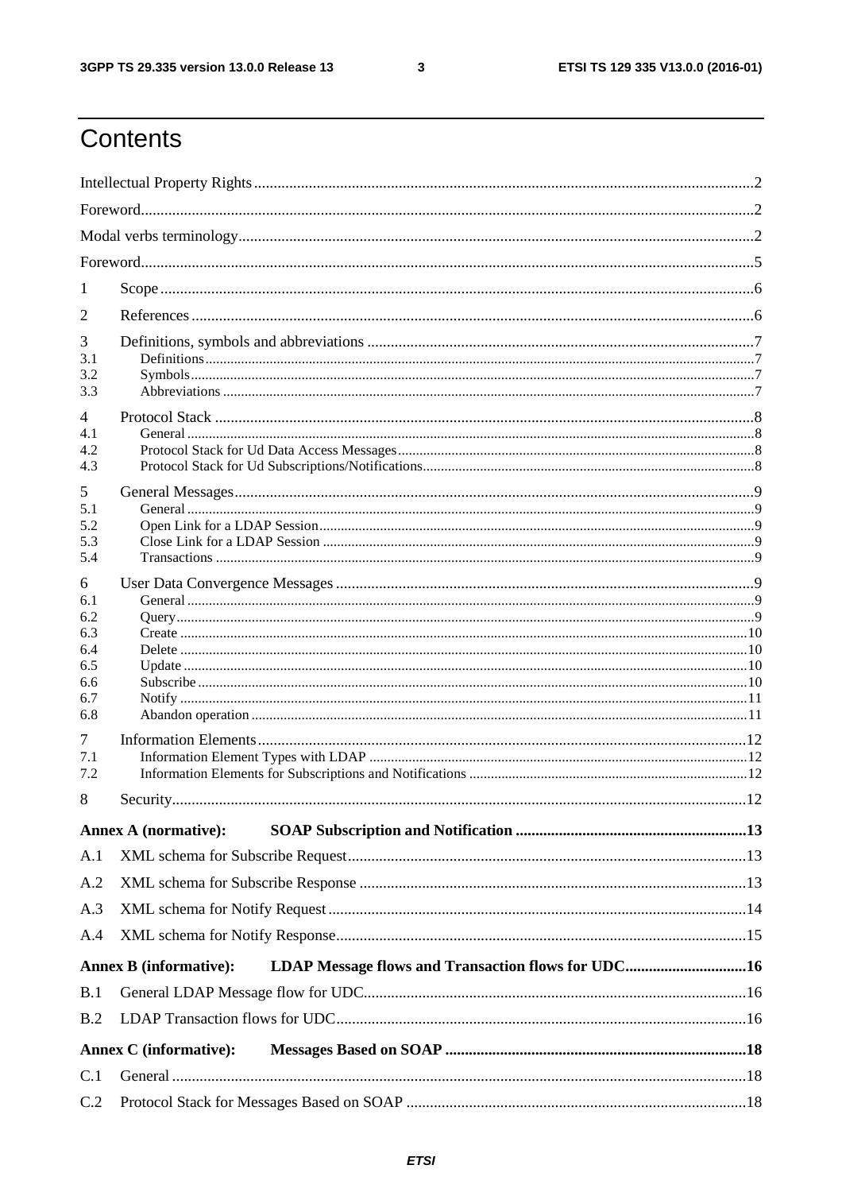# Contents

Intellectual Property Rights ..... 2

Foreword ..... 2

Modal verbs terminology ..... 2

Foreword ..... 5

1 Scope ..... 6

2 References ..... 6

3 Definitions, symbols and abbreviations ..... 7
- 3.1 Definitions ..... 7
- 3.2 Symbols ..... 7
- 3.3 Abbreviations ..... 7

4 Protocol Stack ..... 8
- 4.1 General ..... 8
- 4.2 Protocol Stack for Ud Data Access Messages ..... 8
- 4.3 Protocol Stack for Ud Subscriptions/Notifications ..... 8

5 General Messages ..... 9
- 5.1 General ..... 9
- 5.2 Open Link for a LDAP Session ..... 9
- 5.3 Close Link for a LDAP Session ..... 9
- 5.4 Transactions ..... 9

6 User Data Convergence Messages ..... 9
- 6.1 General ..... 9
- 6.2 Query ..... 9
- 6.3 Create ..... 10
- 6.4 Delete ..... 10
- 6.5 Update ..... 10
- 6.6 Subscribe ..... 10
- 6.7 Notify ..... 11
- 6.8 Abandon operation ..... 11

7 Information Elements ..... 12
- 7.1 Information Element Types with LDAP ..... 12
- 7.2 Information Elements for Subscriptions and Notifications ..... 12

8 Security ..... 12

**Annex A (normative): SOAP Subscription and Notification ..... 13**

A.1 XML schema for Subscribe Request ..... 13

A.2 XML schema for Subscribe Response ..... 13

A.3 XML schema for Notify Request ..... 14

A.4 XML schema for Notify Response ..... 15

**Annex B (informative): LDAP Message flows and Transaction flows for UDC ..... 16**

B.1 General LDAP Message flow for UDC ..... 16

B.2 LDAP Transaction flows for UDC ..... 16

**Annex C (informative): Messages Based on SOAP ..... 18**

C.1 General ..... 18

C.2 Protocol Stack for Messages Based on SOAP ..... 18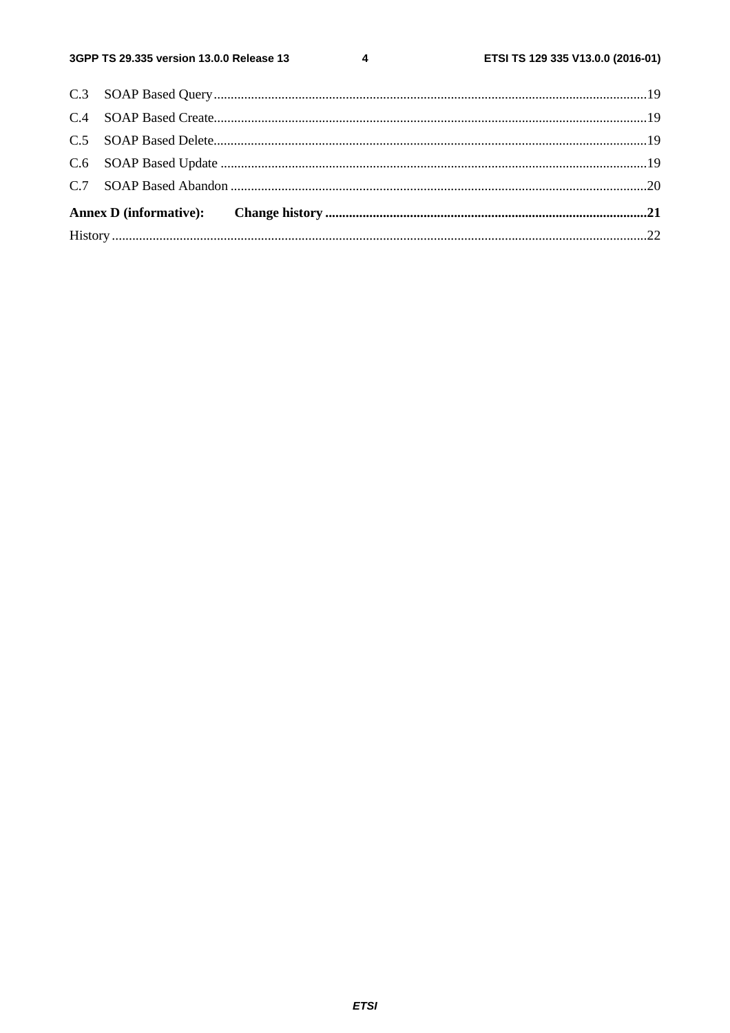C.3 SOAP Based Query ............................................................................................................................19

C.4 SOAP Based Create............................................................................................................................19

C.5 SOAP Based Delete............................................................................................................................19

C.6 SOAP Based Update ..........................................................................................................................19

C.7 SOAP Based Abandon .......................................................................................................................20

**Annex D (informative): Change history ..............................................................................................21**

History ............................................................................................................................................................22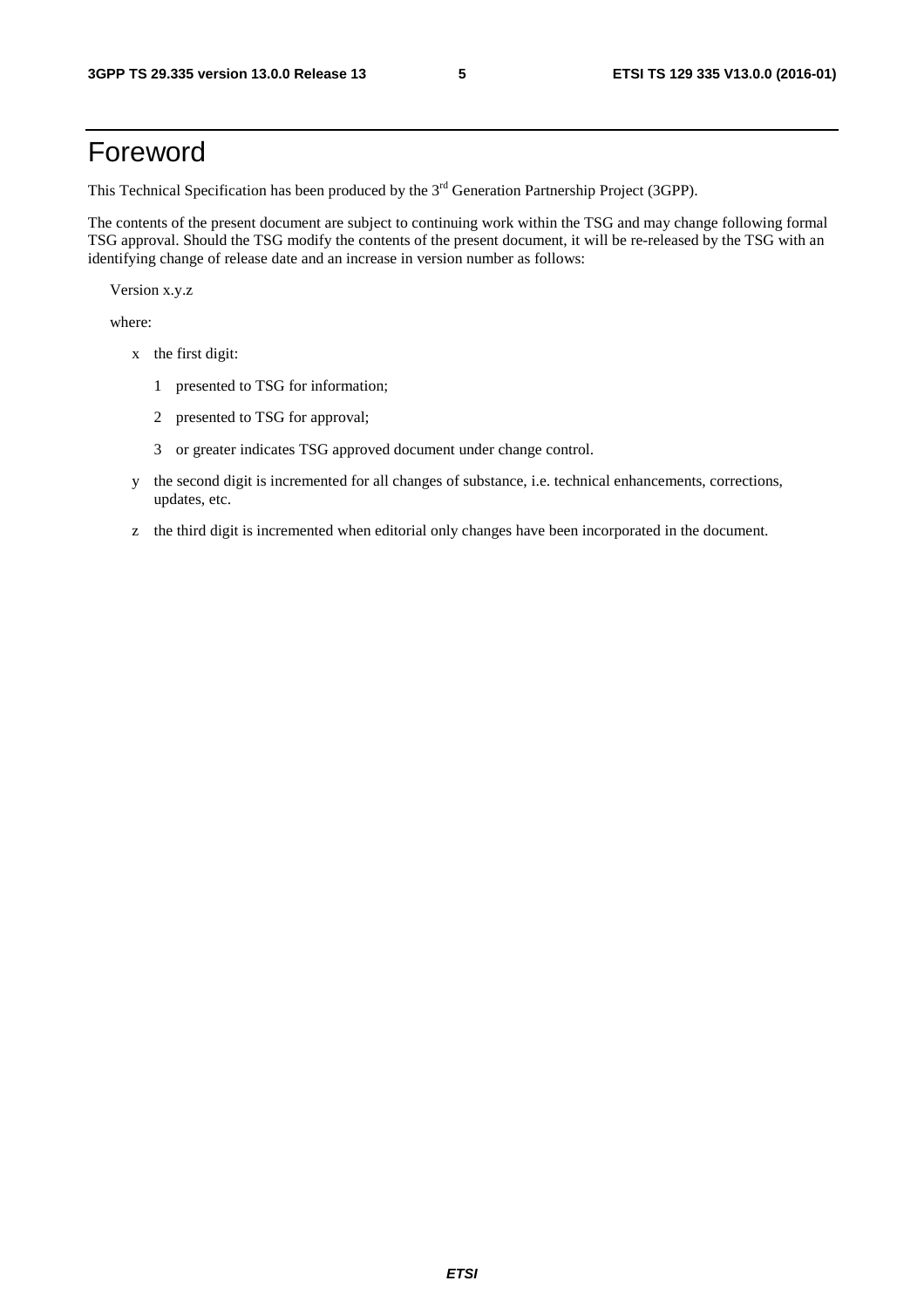# Foreword

This Technical Specification has been produced by the 3rd Generation Partnership Project (3GPP).

The contents of the present document are subject to continuing work within the TSG and may change following formal TSG approval. Should the TSG modify the contents of the present document, it will be re-released by the TSG with an identifying change of release date and an increase in version number as follows:

Version x.y.z

where:

- x the first digit:
  - 1 presented to TSG for information;
  - 2 presented to TSG for approval;
  - 3 or greater indicates TSG approved document under change control.
- y the second digit is incremented for all changes of substance, i.e. technical enhancements, corrections, updates, etc.
- z the third digit is incremented when editorial only changes have been incorporated in the document.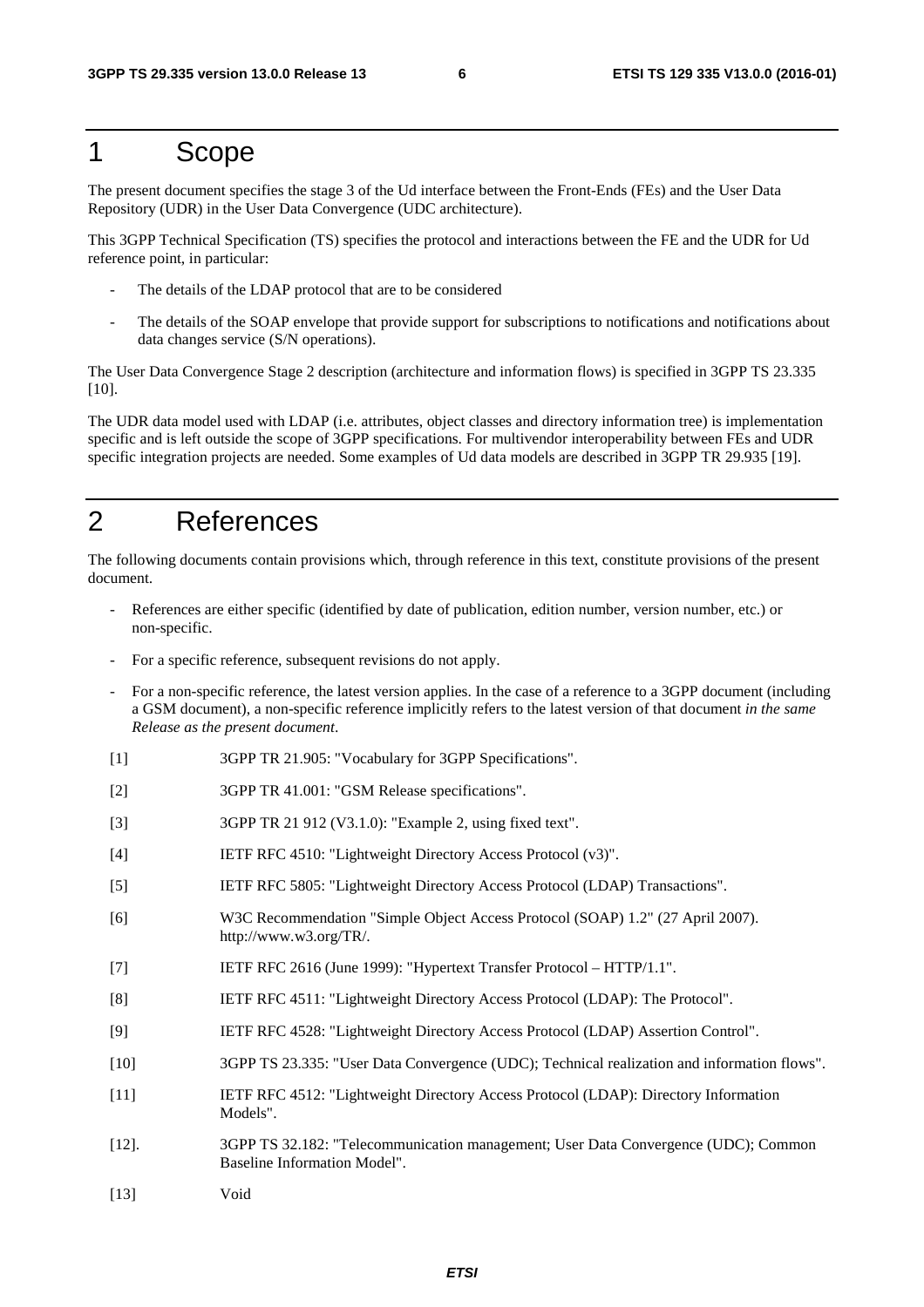# 1 Scope

The present document specifies the stage 3 of the Ud interface between the Front-Ends (FEs) and the User Data Repository (UDR) in the User Data Convergence (UDC architecture).

This 3GPP Technical Specification (TS) specifies the protocol and interactions between the FE and the UDR for Ud reference point, in particular:

- The details of the LDAP protocol that are to be considered
- The details of the SOAP envelope that provide support for subscriptions to notifications and notifications about data changes service (S/N operations).

The User Data Convergence Stage 2 description (architecture and information flows) is specified in 3GPP TS 23.335 [10].

The UDR data model used with LDAP (i.e. attributes, object classes and directory information tree) is implementation specific and is left outside the scope of 3GPP specifications. For multivendor interoperability between FEs and UDR specific integration projects are needed. Some examples of Ud data models are described in 3GPP TR 29.935 [19].

# 2 References

The following documents contain provisions which, through reference in this text, constitute provisions of the present document.

- References are either specific (identified by date of publication, edition number, version number, etc.) or non-specific.
- For a specific reference, subsequent revisions do not apply.
- For a non-specific reference, the latest version applies. In the case of a reference to a 3GPP document (including a GSM document), a non-specific reference implicitly refers to the latest version of that document *in the same Release as the present document*.

[1] 3GPP TR 21.905: "Vocabulary for 3GPP Specifications".

[2] 3GPP TR 41.001: "GSM Release specifications".

[3] 3GPP TR 21 912 (V3.1.0): "Example 2, using fixed text".

[4] IETF RFC 4510: "Lightweight Directory Access Protocol (v3)".

[5] IETF RFC 5805: "Lightweight Directory Access Protocol (LDAP) Transactions".

[6] W3C Recommendation "Simple Object Access Protocol (SOAP) 1.2" (27 April 2007). http://www.w3.org/TR/.

[7] IETF RFC 2616 (June 1999): "Hypertext Transfer Protocol – HTTP/1.1".

[8] IETF RFC 4511: "Lightweight Directory Access Protocol (LDAP): The Protocol".

[9] IETF RFC 4528: "Lightweight Directory Access Protocol (LDAP) Assertion Control".

[10] 3GPP TS 23.335: "User Data Convergence (UDC); Technical realization and information flows".

[11] IETF RFC 4512: "Lightweight Directory Access Protocol (LDAP): Directory Information Models".

[12]. 3GPP TS 32.182: "Telecommunication management; User Data Convergence (UDC); Common Baseline Information Model".

[13] Void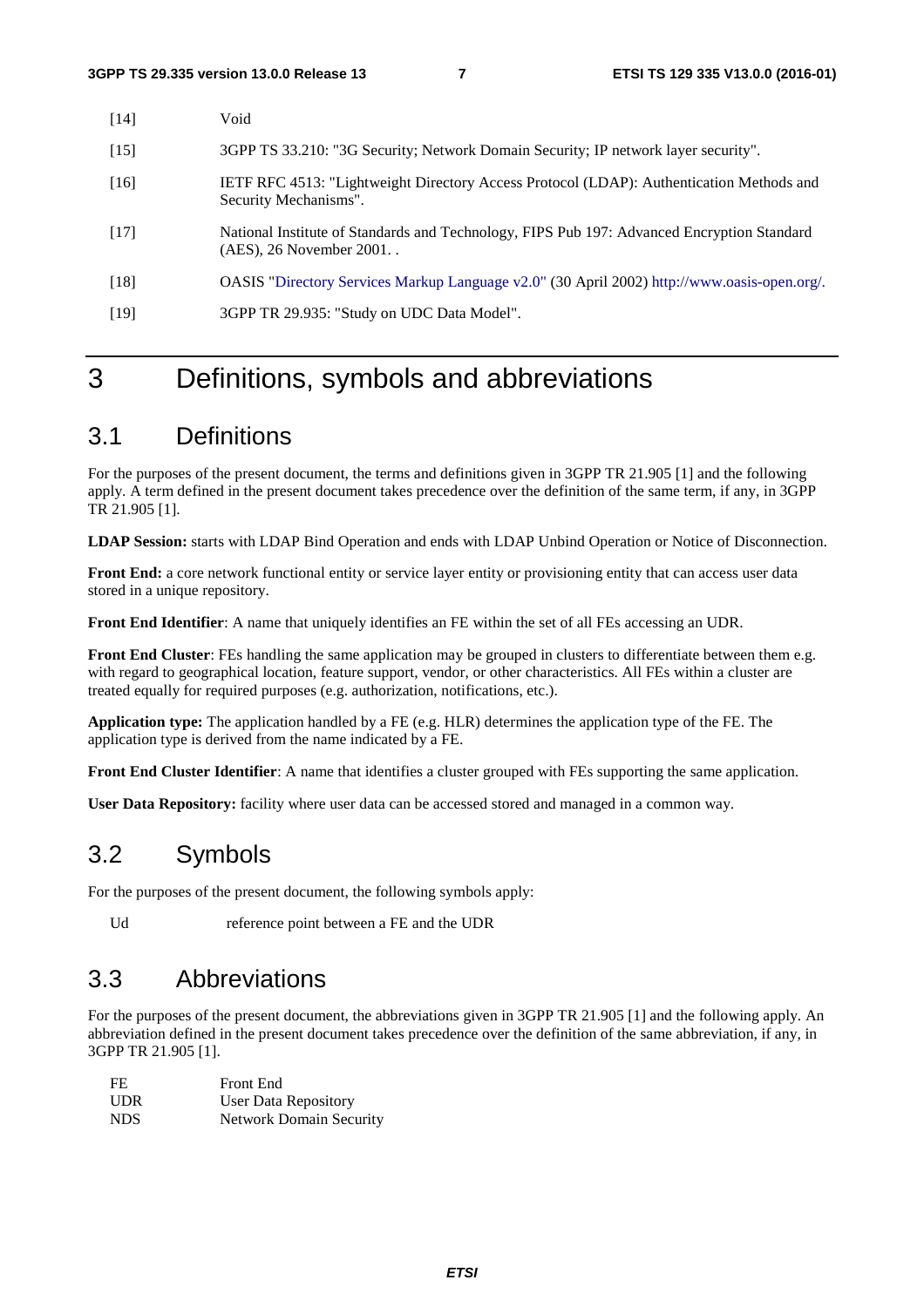[14] Void

[15] 3GPP TS 33.210: "3G Security; Network Domain Security; IP network layer security".

[16] IETF RFC 4513: "Lightweight Directory Access Protocol (LDAP): Authentication Methods and Security Mechanisms".

[17] National Institute of Standards and Technology, FIPS Pub 197: Advanced Encryption Standard (AES), 26 November 2001. .

[18] OASIS "Directory Services Markup Language v2.0" (30 April 2002) http://www.oasis-open.org/.

[19] 3GPP TR 29.935: "Study on UDC Data Model".

# 3 Definitions, symbols and abbreviations

## 3.1 Definitions

For the purposes of the present document, the terms and definitions given in 3GPP TR 21.905 [1] and the following apply. A term defined in the present document takes precedence over the definition of the same term, if any, in 3GPP TR 21.905 [1].

**LDAP Session:** starts with LDAP Bind Operation and ends with LDAP Unbind Operation or Notice of Disconnection.

**Front End:** a core network functional entity or service layer entity or provisioning entity that can access user data stored in a unique repository.

**Front End Identifier**: A name that uniquely identifies an FE within the set of all FEs accessing an UDR.

**Front End Cluster**: FEs handling the same application may be grouped in clusters to differentiate between them e.g. with regard to geographical location, feature support, vendor, or other characteristics. All FEs within a cluster are treated equally for required purposes (e.g. authorization, notifications, etc.).

**Application type:** The application handled by a FE (e.g. HLR) determines the application type of the FE. The application type is derived from the name indicated by a FE.

**Front End Cluster Identifier**: A name that identifies a cluster grouped with FEs supporting the same application.

**User Data Repository:** facility where user data can be accessed stored and managed in a common way.

## 3.2 Symbols

For the purposes of the present document, the following symbols apply:

Ud reference point between a FE and the UDR

## 3.3 Abbreviations

For the purposes of the present document, the abbreviations given in 3GPP TR 21.905 [1] and the following apply. An abbreviation defined in the present document takes precedence over the definition of the same abbreviation, if any, in 3GPP TR 21.905 [1].

FE Front End
UDR User Data Repository
NDS Network Domain Security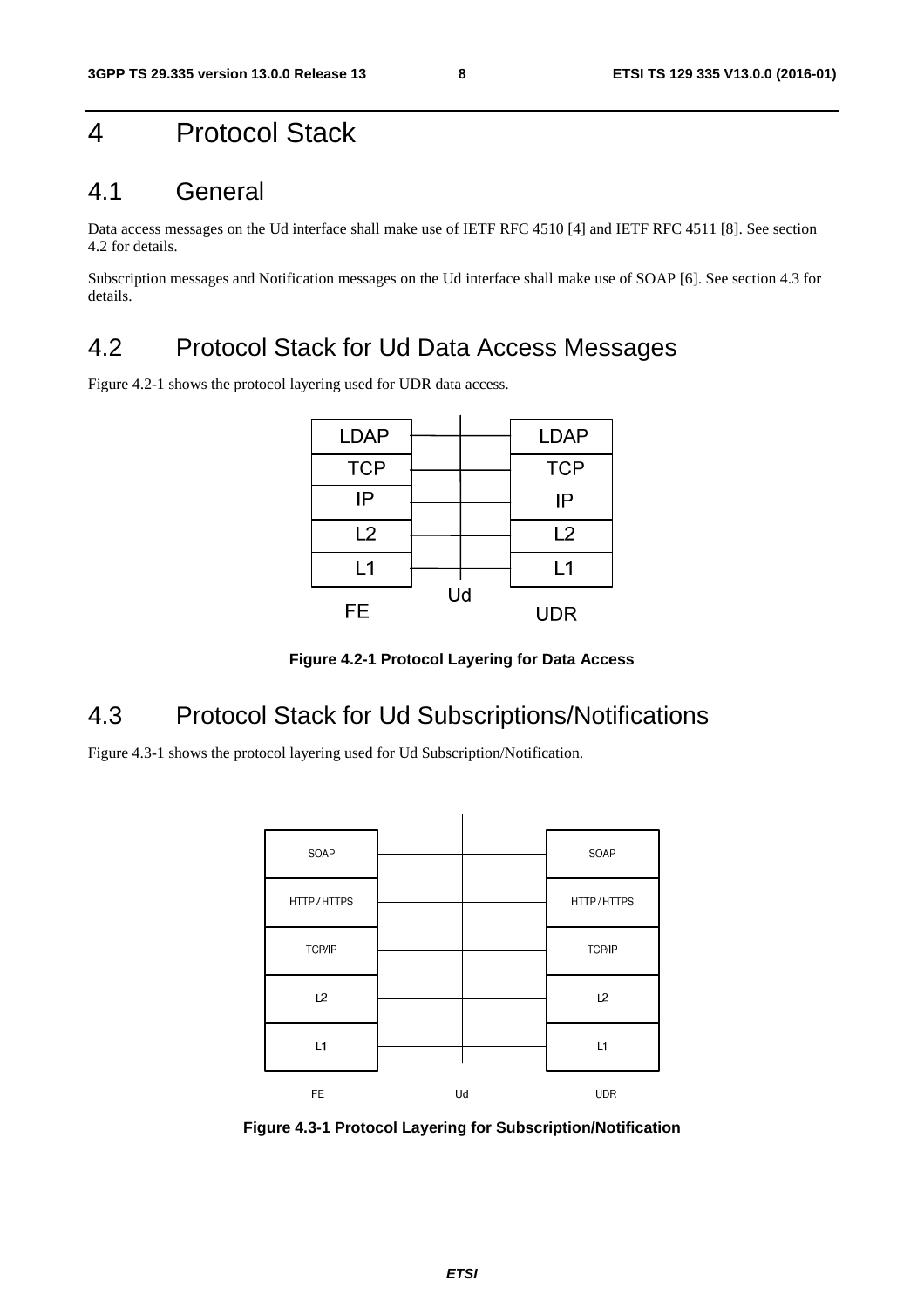# 4 Protocol Stack

## 4.1 General

Data access messages on the Ud interface shall make use of IETF RFC 4510 [4] and IETF RFC 4511 [8]. See section 4.2 for details.

Subscription messages and Notification messages on the Ud interface shall make use of SOAP [6]. See section 4.3 for details.

## 4.2 Protocol Stack for Ud Data Access Messages

Figure 4.2-1 shows the protocol layering used for UDR data access.

| FE | Ud | UDR |
|---|---|---|
| LDAP | | LDAP |
| TCP | | TCP |
| IP | | IP |
| L2 | | L2 |
| L1 | | L1 |

**Figure 4.2-1 Protocol Layering for Data Access**

## 4.3 Protocol Stack for Ud Subscriptions/Notifications

Figure 4.3-1 shows the protocol layering used for Ud Subscription/Notification.

| FE | Ud | UDR |
|---|---|---|
| SOAP | | SOAP |
| HTTP / HTTPS | | HTTP / HTTPS |
| TCP/IP | | TCP/IP |
| L2 | | L2 |
| L1 | | L1 |

**Figure 4.3-1 Protocol Layering for Subscription/Notification**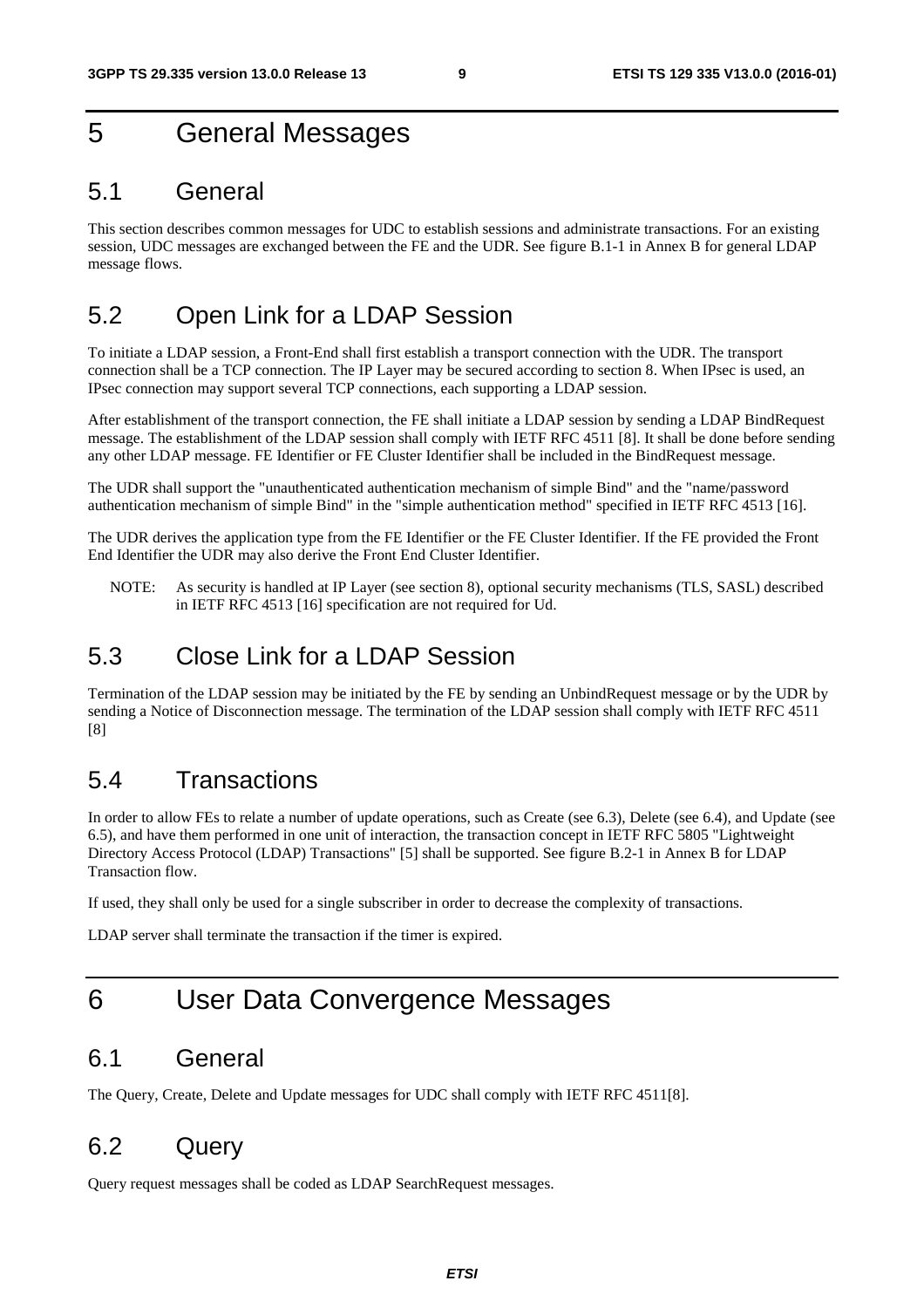# 5 General Messages

## 5.1 General

This section describes common messages for UDC to establish sessions and administrate transactions. For an existing session, UDC messages are exchanged between the FE and the UDR. See figure B.1-1 in Annex B for general LDAP message flows.

## 5.2 Open Link for a LDAP Session

To initiate a LDAP session, a Front-End shall first establish a transport connection with the UDR. The transport connection shall be a TCP connection. The IP Layer may be secured according to section 8. When IPsec is used, an IPsec connection may support several TCP connections, each supporting a LDAP session.

After establishment of the transport connection, the FE shall initiate a LDAP session by sending a LDAP BindRequest message. The establishment of the LDAP session shall comply with IETF RFC 4511 [8]. It shall be done before sending any other LDAP message. FE Identifier or FE Cluster Identifier shall be included in the BindRequest message.

The UDR shall support the "unauthenticated authentication mechanism of simple Bind" and the "name/password authentication mechanism of simple Bind" in the "simple authentication method" specified in IETF RFC 4513 [16].

The UDR derives the application type from the FE Identifier or the FE Cluster Identifier. If the FE provided the Front End Identifier the UDR may also derive the Front End Cluster Identifier.

NOTE: As security is handled at IP Layer (see section 8), optional security mechanisms (TLS, SASL) described in IETF RFC 4513 [16] specification are not required for Ud.

## 5.3 Close Link for a LDAP Session

Termination of the LDAP session may be initiated by the FE by sending an UnbindRequest message or by the UDR by sending a Notice of Disconnection message. The termination of the LDAP session shall comply with IETF RFC 4511 [8]

## 5.4 Transactions

In order to allow FEs to relate a number of update operations, such as Create (see 6.3), Delete (see 6.4), and Update (see 6.5), and have them performed in one unit of interaction, the transaction concept in IETF RFC 5805 "Lightweight Directory Access Protocol (LDAP) Transactions" [5] shall be supported. See figure B.2-1 in Annex B for LDAP Transaction flow.

If used, they shall only be used for a single subscriber in order to decrease the complexity of transactions.

LDAP server shall terminate the transaction if the timer is expired.

# 6 User Data Convergence Messages

## 6.1 General

The Query, Create, Delete and Update messages for UDC shall comply with IETF RFC 4511[8].

## 6.2 Query

Query request messages shall be coded as LDAP SearchRequest messages.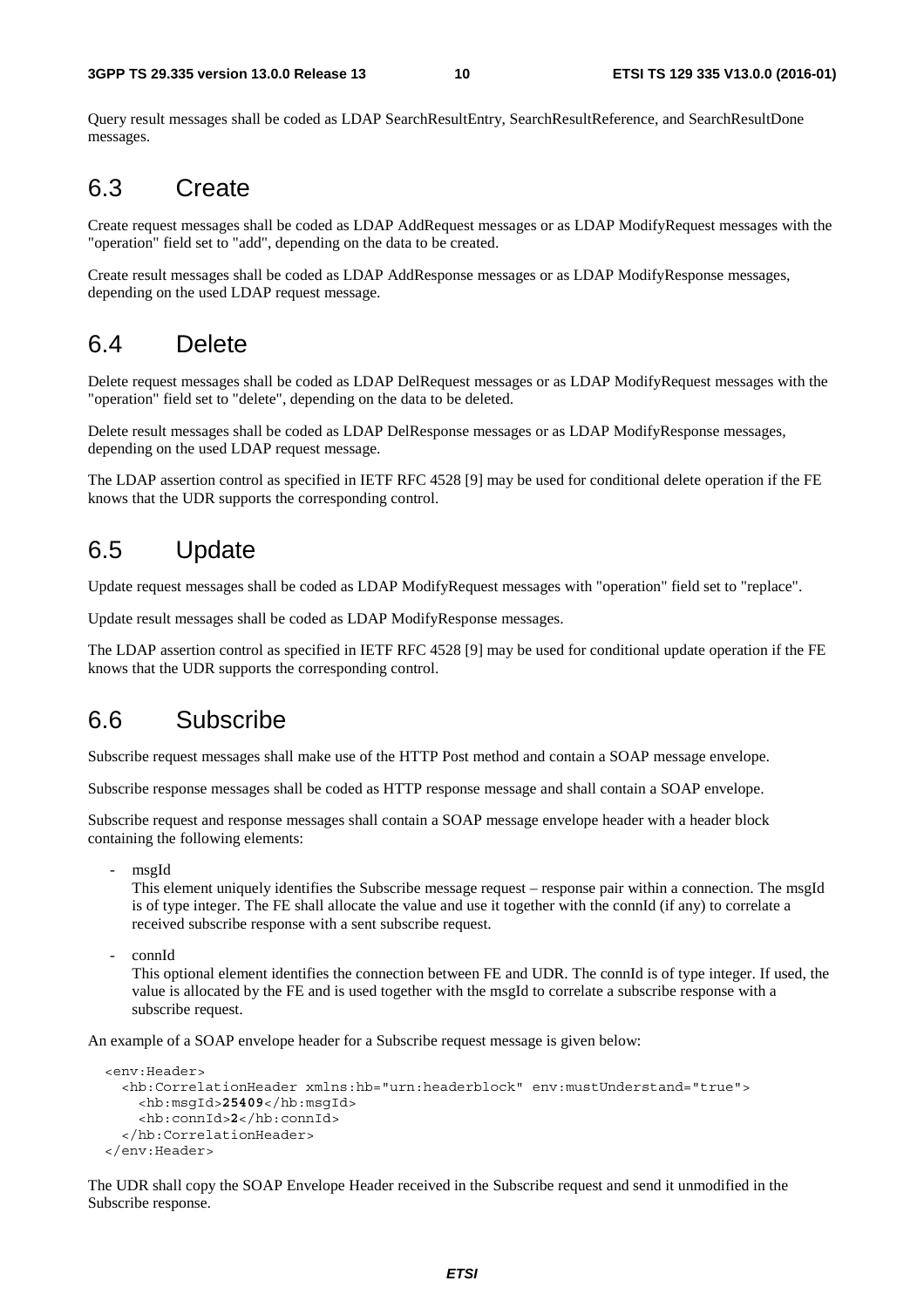Query result messages shall be coded as LDAP SearchResultEntry, SearchResultReference, and SearchResultDone messages.

## 6.3 Create

Create request messages shall be coded as LDAP AddRequest messages or as LDAP ModifyRequest messages with the "operation" field set to "add", depending on the data to be created.

Create result messages shall be coded as LDAP AddResponse messages or as LDAP ModifyResponse messages, depending on the used LDAP request message.

## 6.4 Delete

Delete request messages shall be coded as LDAP DelRequest messages or as LDAP ModifyRequest messages with the "operation" field set to "delete", depending on the data to be deleted.

Delete result messages shall be coded as LDAP DelResponse messages or as LDAP ModifyResponse messages, depending on the used LDAP request message.

The LDAP assertion control as specified in IETF RFC 4528 [9] may be used for conditional delete operation if the FE knows that the UDR supports the corresponding control.

## 6.5 Update

Update request messages shall be coded as LDAP ModifyRequest messages with "operation" field set to "replace".

Update result messages shall be coded as LDAP ModifyResponse messages.

The LDAP assertion control as specified in IETF RFC 4528 [9] may be used for conditional update operation if the FE knows that the UDR supports the corresponding control.

## 6.6 Subscribe

Subscribe request messages shall make use of the HTTP Post method and contain a SOAP message envelope.

Subscribe response messages shall be coded as HTTP response message and shall contain a SOAP envelope.

Subscribe request and response messages shall contain a SOAP message envelope header with a header block containing the following elements:

- msgId
  This element uniquely identifies the Subscribe message request – response pair within a connection. The msgId is of type integer. The FE shall allocate the value and use it together with the connId (if any) to correlate a received subscribe response with a sent subscribe request.

- connId
  This optional element identifies the connection between FE and UDR. The connId is of type integer. If used, the value is allocated by the FE and is used together with the msgId to correlate a subscribe response with a subscribe request.

An example of a SOAP envelope header for a Subscribe request message is given below:

```
<env:Header>
  <hb:CorrelationHeader xmlns:hb="urn:headerblock" env:mustUnderstand="true">
    <hb:msgId>25409</hb:msgId>
    <hb:connId>2</hb:connId>
  </hb:CorrelationHeader>
</env:Header>
```

The UDR shall copy the SOAP Envelope Header received in the Subscribe request and send it unmodified in the Subscribe response.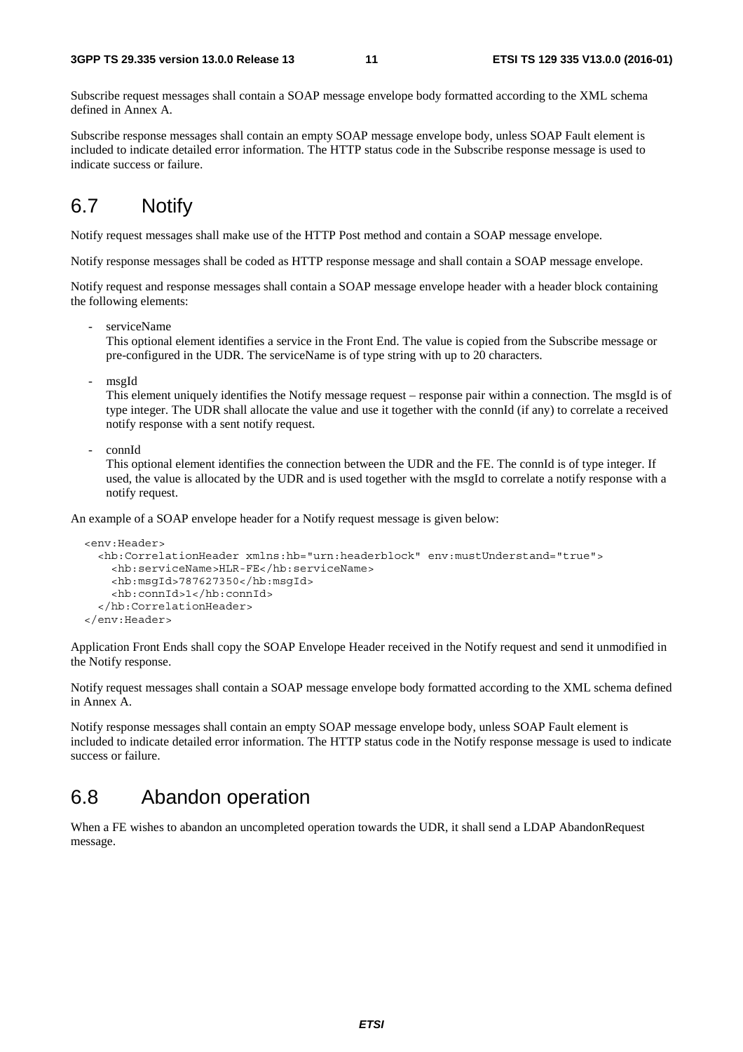Subscribe request messages shall contain a SOAP message envelope body formatted according to the XML schema defined in Annex A.

Subscribe response messages shall contain an empty SOAP message envelope body, unless SOAP Fault element is included to indicate detailed error information. The HTTP status code in the Subscribe response message is used to indicate success or failure.

## 6.7 Notify

Notify request messages shall make use of the HTTP Post method and contain a SOAP message envelope.

Notify response messages shall be coded as HTTP response message and shall contain a SOAP message envelope.

Notify request and response messages shall contain a SOAP message envelope header with a header block containing the following elements:

- serviceName
  This optional element identifies a service in the Front End. The value is copied from the Subscribe message or pre-configured in the UDR. The serviceName is of type string with up to 20 characters.

- msgId
  This element uniquely identifies the Notify message request – response pair within a connection. The msgId is of type integer. The UDR shall allocate the value and use it together with the connId (if any) to correlate a received notify response with a sent notify request.

- connId
  This optional element identifies the connection between the UDR and the FE. The connId is of type integer. If used, the value is allocated by the UDR and is used together with the msgId to correlate a notify response with a notify request.

An example of a SOAP envelope header for a Notify request message is given below:

```
<env:Header>
  <hb:CorrelationHeader xmlns:hb="urn:headerblock" env:mustUnderstand="true">
    <hb:serviceName>HLR-FE</hb:serviceName>
    <hb:msgId>787627350</hb:msgId>
    <hb:connId>1</hb:connId>
  </hb:CorrelationHeader>
</env:Header>
```

Application Front Ends shall copy the SOAP Envelope Header received in the Notify request and send it unmodified in the Notify response.

Notify request messages shall contain a SOAP message envelope body formatted according to the XML schema defined in Annex A.

Notify response messages shall contain an empty SOAP message envelope body, unless SOAP Fault element is included to indicate detailed error information. The HTTP status code in the Notify response message is used to indicate success or failure.

## 6.8 Abandon operation

When a FE wishes to abandon an uncompleted operation towards the UDR, it shall send a LDAP AbandonRequest message.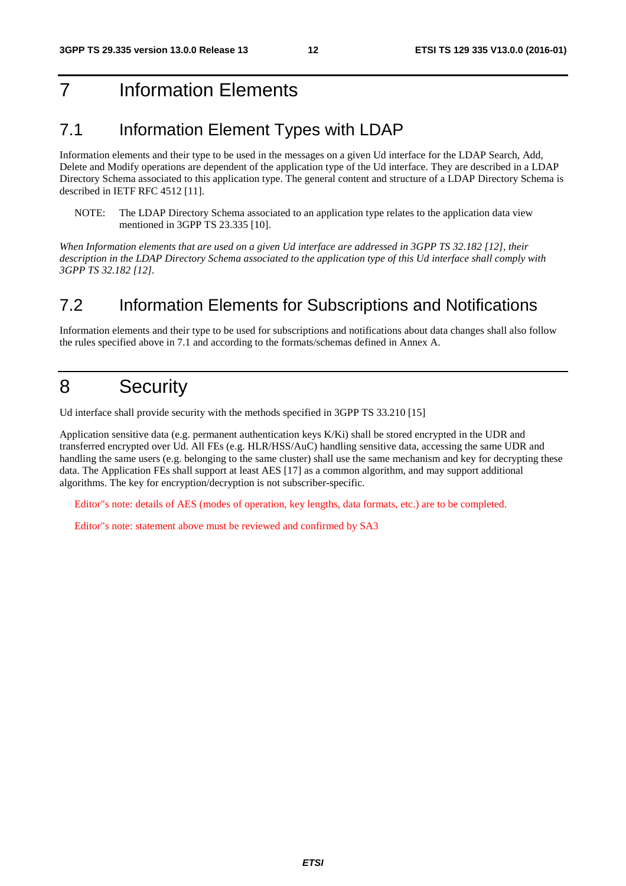# 7 Information Elements

## 7.1 Information Element Types with LDAP

Information elements and their type to be used in the messages on a given Ud interface for the LDAP Search, Add, Delete and Modify operations are dependent of the application type of the Ud interface. They are described in a LDAP Directory Schema associated to this application type. The general content and structure of a LDAP Directory Schema is described in IETF RFC 4512 [11].

NOTE: The LDAP Directory Schema associated to an application type relates to the application data view mentioned in 3GPP TS 23.335 [10].

*When Information elements that are used on a given Ud interface are addressed in 3GPP TS 32.182 [12], their description in the LDAP Directory Schema associated to the application type of this Ud interface shall comply with 3GPP TS 32.182 [12].*

## 7.2 Information Elements for Subscriptions and Notifications

Information elements and their type to be used for subscriptions and notifications about data changes shall also follow the rules specified above in 7.1 and according to the formats/schemas defined in Annex A.

# 8 Security

Ud interface shall provide security with the methods specified in 3GPP TS 33.210 [15]

Application sensitive data (e.g. permanent authentication keys K/Ki) shall be stored encrypted in the UDR and transferred encrypted over Ud. All FEs (e.g. HLR/HSS/AuC) handling sensitive data, accessing the same UDR and handling the same users (e.g. belonging to the same cluster) shall use the same mechanism and key for decrypting these data. The Application FEs shall support at least AES [17] as a common algorithm, and may support additional algorithms. The key for encryption/decryption is not subscriber-specific.

Editor''s note: details of AES (modes of operation, key lengths, data formats, etc.) are to be completed.

Editor''s note: statement above must be reviewed and confirmed by SA3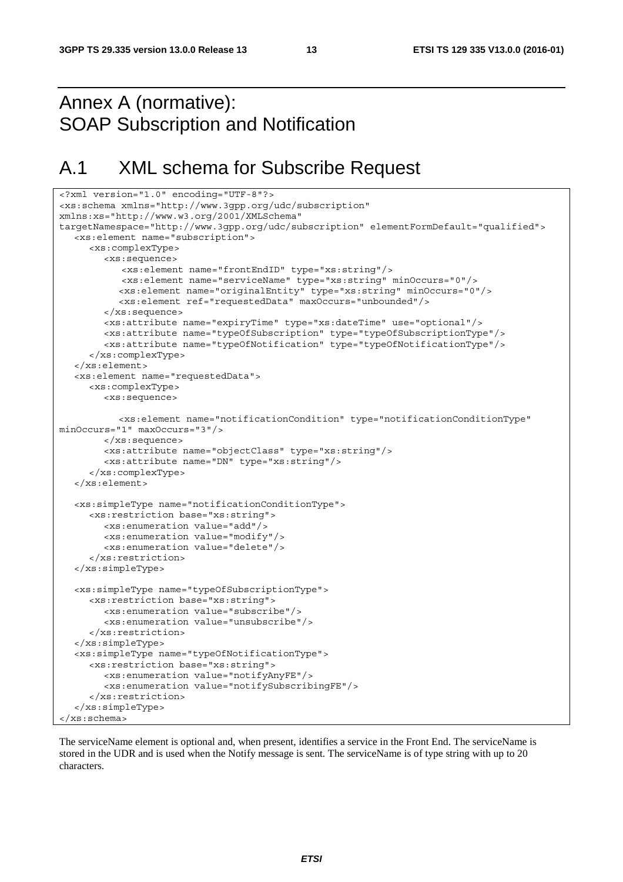# Annex A (normative): SOAP Subscription and Notification

## A.1 XML schema for Subscribe Request

```
<?xml version="1.0" encoding="UTF-8"?>
<xs:schema xmlns="http://www.3gpp.org/udc/subscription"
xmlns:xs="http://www.w3.org/2001/XMLSchema"
targetNamespace="http://www.3gpp.org/udc/subscription" elementFormDefault="qualified">
   <xs:element name="subscription">
      <xs:complexType>
         <xs:sequence>
             <xs:element name="frontEndID" type="xs:string"/>
             <xs:element name="serviceName" type="xs:string" minOccurs="0"/>
            <xs:element name="originalEntity" type="xs:string" minOccurs="0"/>
            <xs:element ref="requestedData" maxOccurs="unbounded"/>
         </xs:sequence>
         <xs:attribute name="expiryTime" type="xs:dateTime" use="optional"/>
         <xs:attribute name="typeOfSubscription" type="typeOfSubscriptionType"/>
         <xs:attribute name="typeOfNotification" type="typeOfNotificationType"/>
      </xs:complexType>
   </xs:element>
   <xs:element name="requestedData">
      <xs:complexType>
         <xs:sequence>

            <xs:element name="notificationCondition" type="notificationConditionType"
minOccurs="1" maxOccurs="3"/>
         </xs:sequence>
         <xs:attribute name="objectClass" type="xs:string"/>
         <xs:attribute name="DN" type="xs:string"/>
      </xs:complexType>
   </xs:element>

   <xs:simpleType name="notificationConditionType">
      <xs:restriction base="xs:string">
         <xs:enumeration value="add"/>
         <xs:enumeration value="modify"/>
         <xs:enumeration value="delete"/>
      </xs:restriction>
   </xs:simpleType>

   <xs:simpleType name="typeOfSubscriptionType">
      <xs:restriction base="xs:string">
         <xs:enumeration value="subscribe"/>
         <xs:enumeration value="unsubscribe"/>
      </xs:restriction>
   </xs:simpleType>
   <xs:simpleType name="typeOfNotificationType">
      <xs:restriction base="xs:string">
         <xs:enumeration value="notifyAnyFE"/>
         <xs:enumeration value="notifySubscribingFE"/>
      </xs:restriction>
   </xs:simpleType>
</xs:schema>
```

The serviceName element is optional and, when present, identifies a service in the Front End. The serviceName is stored in the UDR and is used when the Notify message is sent. The serviceName is of type string with up to 20 characters.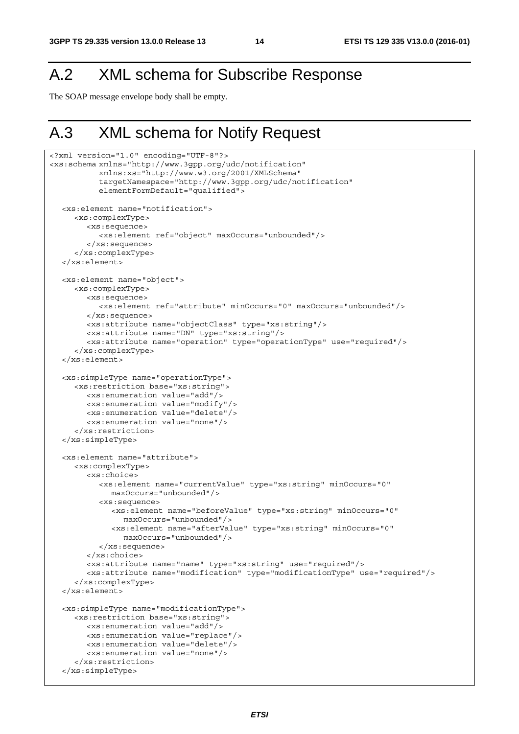## A.2 XML schema for Subscribe Response

The SOAP message envelope body shall be empty.

## A.3 XML schema for Notify Request

```
<?xml version="1.0" encoding="UTF-8"?>
<xs:schema xmlns="http://www.3gpp.org/udc/notification"
           xmlns:xs="http://www.w3.org/2001/XMLSchema"
           targetNamespace="http://www.3gpp.org/udc/notification"
           elementFormDefault="qualified">

   <xs:element name="notification">
      <xs:complexType>
         <xs:sequence>
            <xs:element ref="object" maxOccurs="unbounded"/>
         </xs:sequence>
      </xs:complexType>
   </xs:element>

   <xs:element name="object">
      <xs:complexType>
         <xs:sequence>
            <xs:element ref="attribute" minOccurs="0" maxOccurs="unbounded"/>
         </xs:sequence>
         <xs:attribute name="objectClass" type="xs:string"/>
         <xs:attribute name="DN" type="xs:string"/>
         <xs:attribute name="operation" type="operationType" use="required"/>
      </xs:complexType>
   </xs:element>

   <xs:simpleType name="operationType">
      <xs:restriction base="xs:string">
         <xs:enumeration value="add"/>
         <xs:enumeration value="modify"/>
         <xs:enumeration value="delete"/>
         <xs:enumeration value="none"/>
      </xs:restriction>
   </xs:simpleType>

   <xs:element name="attribute">
      <xs:complexType>
         <xs:choice>
            <xs:element name="currentValue" type="xs:string" minOccurs="0"
               maxOccurs="unbounded"/>
            <xs:sequence>
               <xs:element name="beforeValue" type="xs:string" minOccurs="0"
                  maxOccurs="unbounded"/>
               <xs:element name="afterValue" type="xs:string" minOccurs="0"
                  maxOccurs="unbounded"/>
            </xs:sequence>
         </xs:choice>
         <xs:attribute name="name" type="xs:string" use="required"/>
         <xs:attribute name="modification" type="modificationType" use="required"/>
      </xs:complexType>
   </xs:element>

   <xs:simpleType name="modificationType">
      <xs:restriction base="xs:string">
         <xs:enumeration value="add"/>
         <xs:enumeration value="replace"/>
         <xs:enumeration value="delete"/>
         <xs:enumeration value="none"/>
      </xs:restriction>
   </xs:simpleType>
```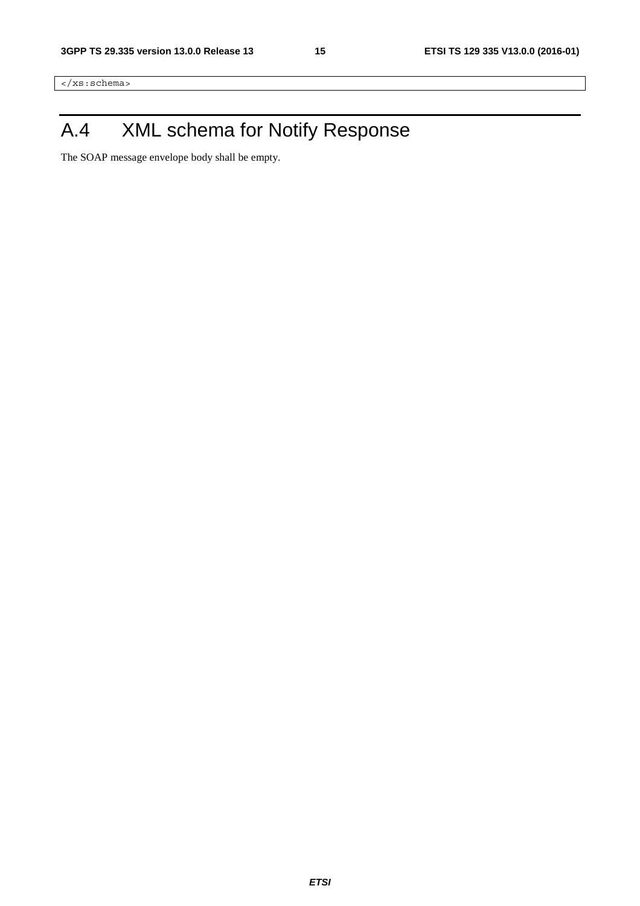```
</xs:schema>
```

# A.4 XML schema for Notify Response

The SOAP message envelope body shall be empty.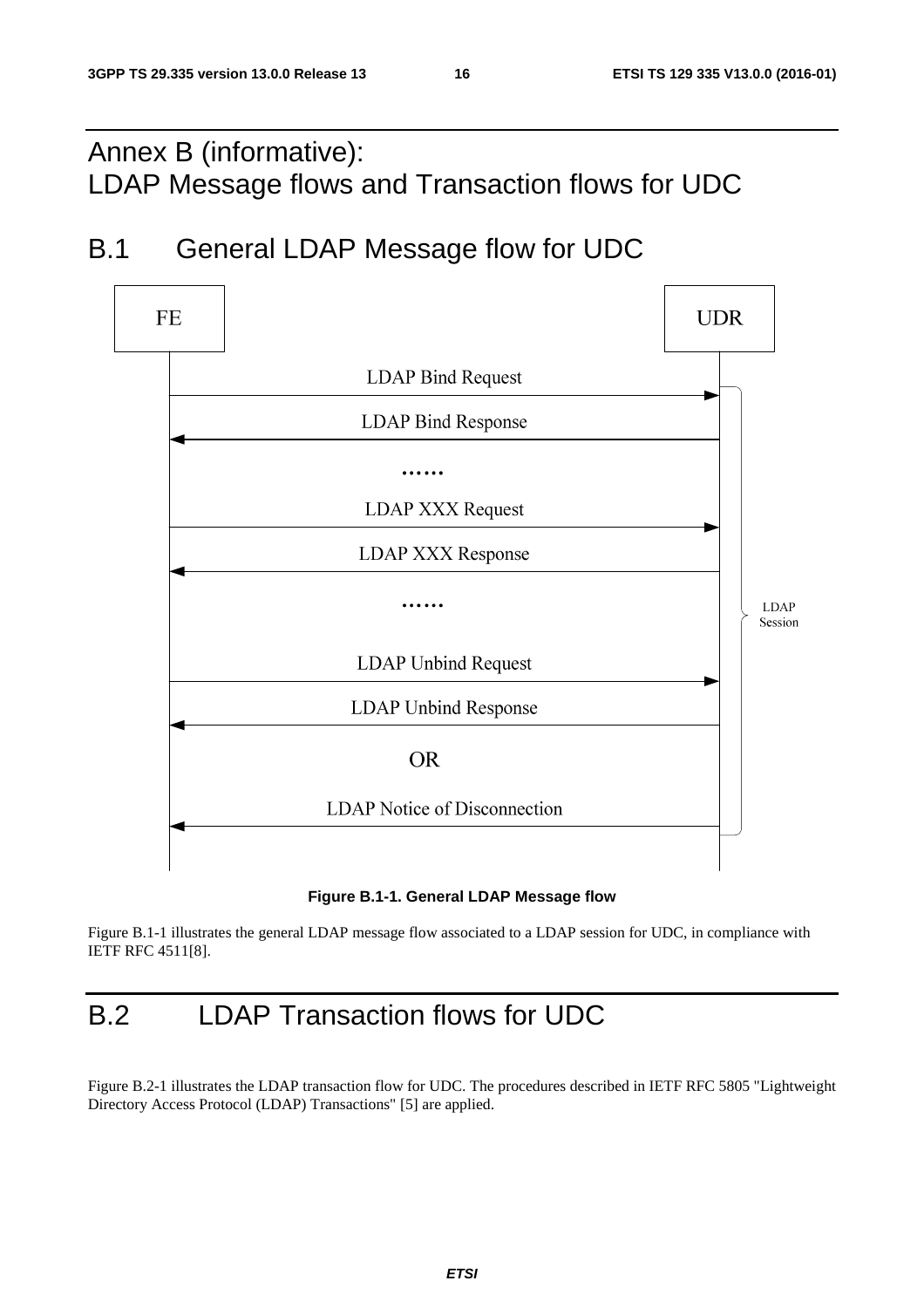# Annex B (informative): LDAP Message flows and Transaction flows for UDC

## B.1 General LDAP Message flow for UDC

**Figure B.1-1. General LDAP Message flow**

Figure B.1-1 illustrates the general LDAP message flow associated to a LDAP session for UDC, in compliance with IETF RFC 4511[8].

## B.2 LDAP Transaction flows for UDC

Figure B.2-1 illustrates the LDAP transaction flow for UDC. The procedures described in IETF RFC 5805 "Lightweight Directory Access Protocol (LDAP) Transactions" [5] are applied.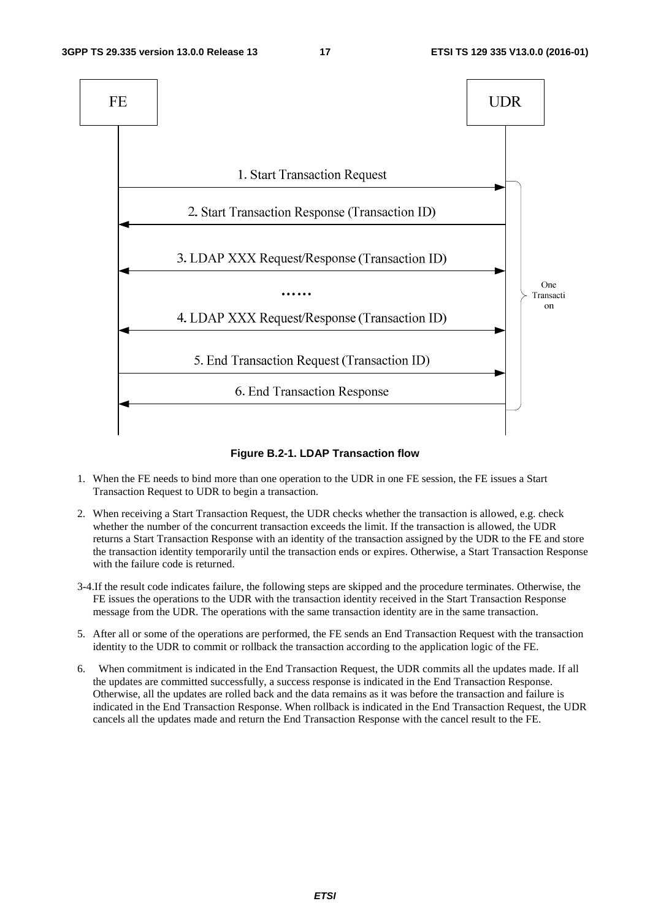Figure B.2-1. LDAP Transaction flow

1. When the FE needs to bind more than one operation to the UDR in one FE session, the FE issues a Start Transaction Request to UDR to begin a transaction.

2. When receiving a Start Transaction Request, the UDR checks whether the transaction is allowed, e.g. check whether the number of the concurrent transaction exceeds the limit. If the transaction is allowed, the UDR returns a Start Transaction Response with an identity of the transaction assigned by the UDR to the FE and store the transaction identity temporarily until the transaction ends or expires. Otherwise, a Start Transaction Response with the failure code is returned.

3-4. If the result code indicates failure, the following steps are skipped and the procedure terminates. Otherwise, the FE issues the operations to the UDR with the transaction identity received in the Start Transaction Response message from the UDR. The operations with the same transaction identity are in the same transaction.

5. After all or some of the operations are performed, the FE sends an End Transaction Request with the transaction identity to the UDR to commit or rollback the transaction according to the application logic of the FE.

6. When commitment is indicated in the End Transaction Request, the UDR commits all the updates made. If all the updates are committed successfully, a success response is indicated in the End Transaction Response. Otherwise, all the updates are rolled back and the data remains as it was before the transaction and failure is indicated in the End Transaction Response. When rollback is indicated in the End Transaction Request, the UDR cancels all the updates made and return the End Transaction Response with the cancel result to the FE.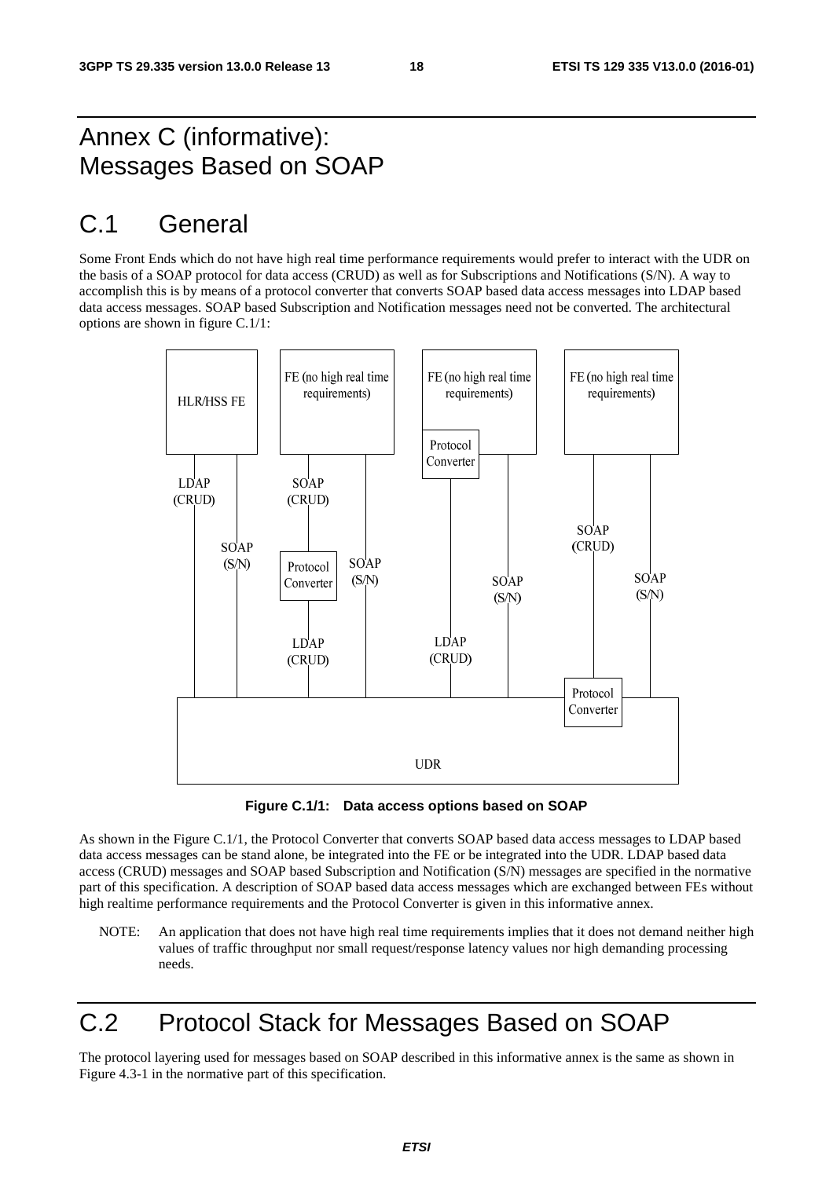# Annex C (informative): Messages Based on SOAP

# C.1 General

Some Front Ends which do not have high real time performance requirements would prefer to interact with the UDR on the basis of a SOAP protocol for data access (CRUD) as well as for Subscriptions and Notifications (S/N). A way to accomplish this is by means of a protocol converter that converts SOAP based data access messages into LDAP based data access messages. SOAP based Subscription and Notification messages need not be converted. The architectural options are shown in figure C.1/1:

**Figure C.1/1: Data access options based on SOAP**

As shown in the Figure C.1/1, the Protocol Converter that converts SOAP based data access messages to LDAP based data access messages can be stand alone, be integrated into the FE or be integrated into the UDR. LDAP based data access (CRUD) messages and SOAP based Subscription and Notification (S/N) messages are specified in the normative part of this specification. A description of SOAP based data access messages which are exchanged between FEs without high realtime performance requirements and the Protocol Converter is given in this informative annex.

NOTE: An application that does not have high real time requirements implies that it does not demand neither high values of traffic throughput nor small request/response latency values nor high demanding processing needs.

# C.2 Protocol Stack for Messages Based on SOAP

The protocol layering used for messages based on SOAP described in this informative annex is the same as shown in Figure 4.3-1 in the normative part of this specification.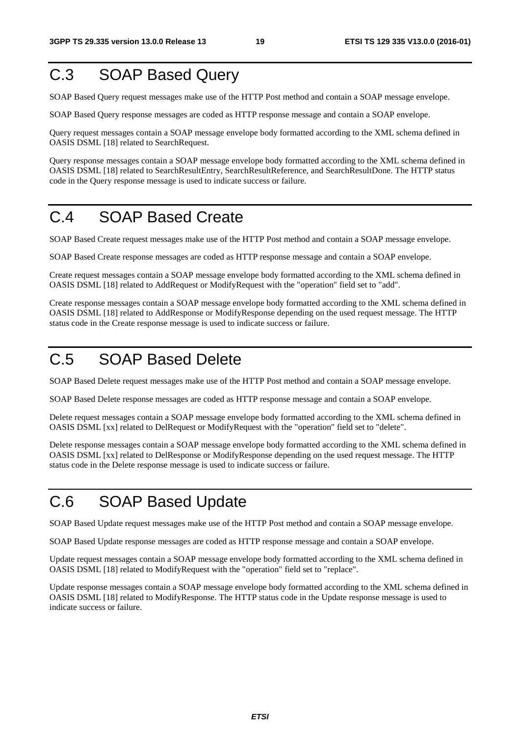# C.3 SOAP Based Query

SOAP Based Query request messages make use of the HTTP Post method and contain a SOAP message envelope.

SOAP Based Query response messages are coded as HTTP response message and contain a SOAP envelope.

Query request messages contain a SOAP message envelope body formatted according to the XML schema defined in OASIS DSML [18] related to SearchRequest.

Query response messages contain a SOAP message envelope body formatted according to the XML schema defined in OASIS DSML [18] related to SearchResultEntry, SearchResultReference, and SearchResultDone. The HTTP status code in the Query response message is used to indicate success or failure.

# C.4 SOAP Based Create

SOAP Based Create request messages make use of the HTTP Post method and contain a SOAP message envelope.

SOAP Based Create response messages are coded as HTTP response message and contain a SOAP envelope.

Create request messages contain a SOAP message envelope body formatted according to the XML schema defined in OASIS DSML [18] related to AddRequest or ModifyRequest with the "operation" field set to "add".

Create response messages contain a SOAP message envelope body formatted according to the XML schema defined in OASIS DSML [18] related to AddResponse or ModifyResponse depending on the used request message. The HTTP status code in the Create response message is used to indicate success or failure.

# C.5 SOAP Based Delete

SOAP Based Delete request messages make use of the HTTP Post method and contain a SOAP message envelope.

SOAP Based Delete response messages are coded as HTTP response message and contain a SOAP envelope.

Delete request messages contain a SOAP message envelope body formatted according to the XML schema defined in OASIS DSML [xx] related to DelRequest or ModifyRequest with the "operation" field set to "delete".

Delete response messages contain a SOAP message envelope body formatted according to the XML schema defined in OASIS DSML [xx] related to DelResponse or ModifyResponse depending on the used request message. The HTTP status code in the Delete response message is used to indicate success or failure.

# C.6 SOAP Based Update

SOAP Based Update request messages make use of the HTTP Post method and contain a SOAP message envelope.

SOAP Based Update response messages are coded as HTTP response message and contain a SOAP envelope.

Update request messages contain a SOAP message envelope body formatted according to the XML schema defined in OASIS DSML [18] related to ModifyRequest with the "operation" field set to "replace".

Update response messages contain a SOAP message envelope body formatted according to the XML schema defined in OASIS DSML [18] related to ModifyResponse. The HTTP status code in the Update response message is used to indicate success or failure.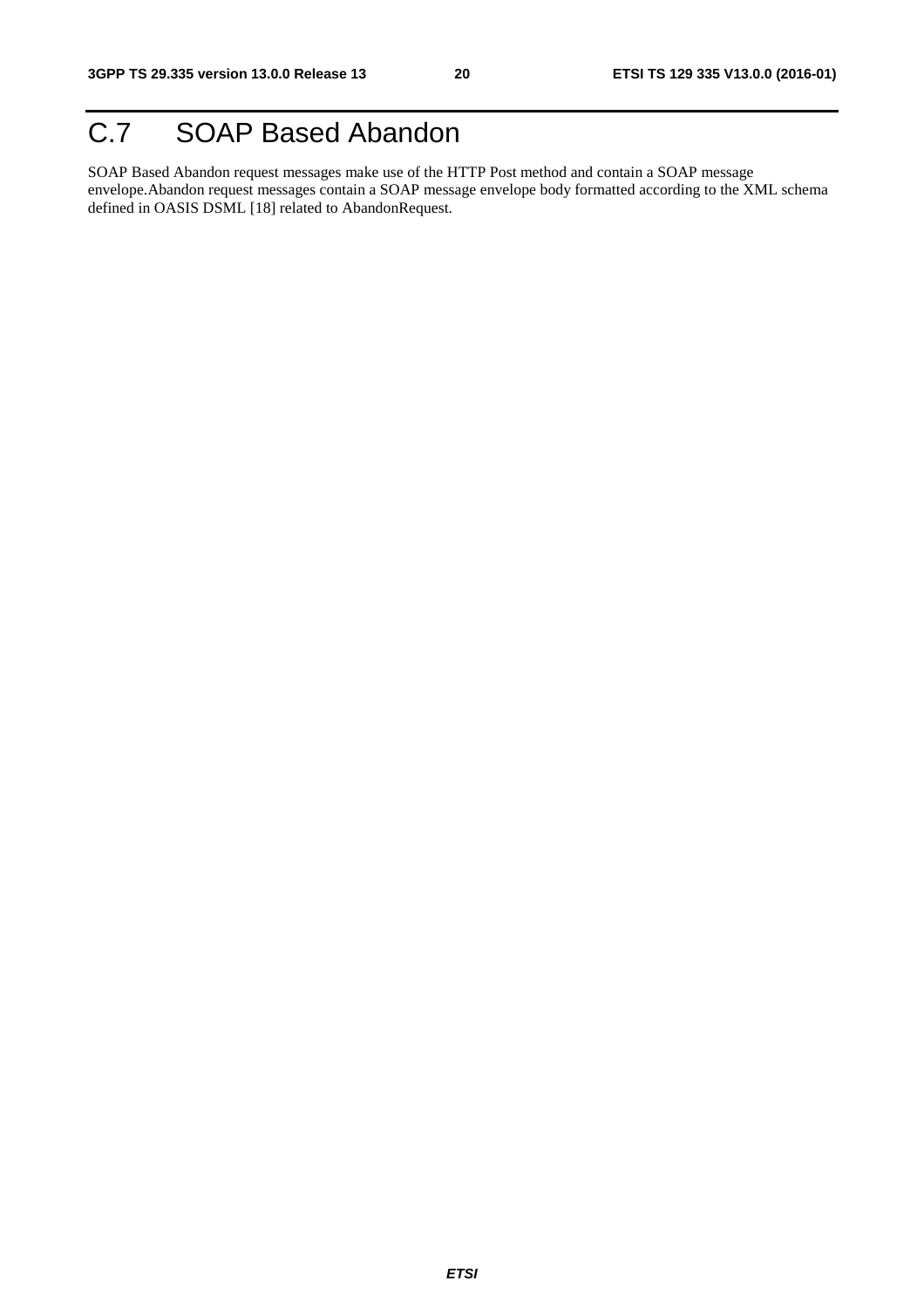# C.7 SOAP Based Abandon

SOAP Based Abandon request messages make use of the HTTP Post method and contain a SOAP message envelope.Abandon request messages contain a SOAP message envelope body formatted according to the XML schema defined in OASIS DSML [18] related to AbandonRequest.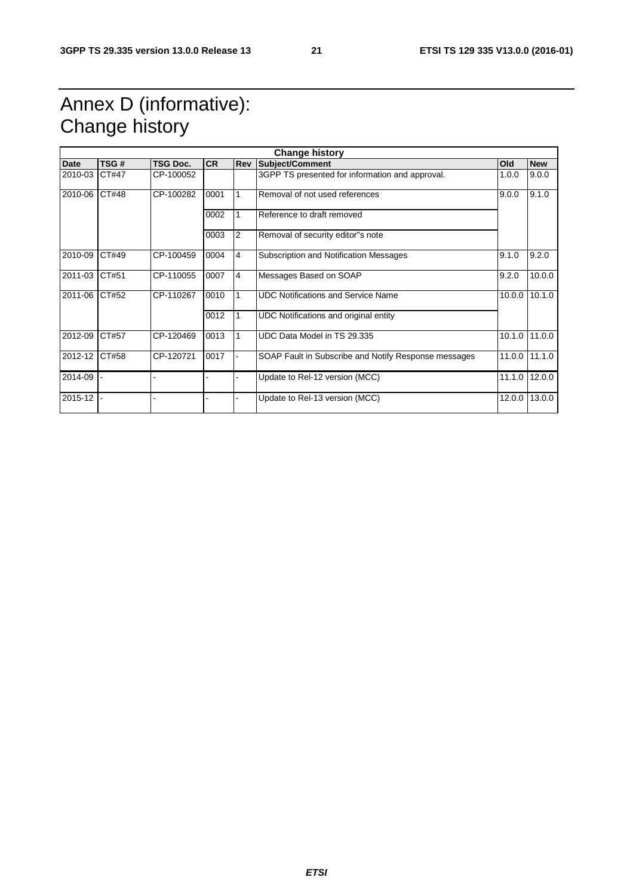# Annex D (informative): Change history

| Change history | | | | | | | |
|---|---|---|---|---|---|---|---|
| **Date** | **TSG #** | **TSG Doc.** | **CR** | **Rev** | **Subject/Comment** | **Old** | **New** |
| 2010-03 | CT#47 | CP-100052 | | | 3GPP TS presented for information and approval. | 1.0.0 | 9.0.0 |
| 2010-06 | CT#48 | CP-100282 | 0001 | 1 | Removal of not used references | 9.0.0 | 9.1.0 |
| | | | 0002 | 1 | Reference to draft removed | | |
| | | | 0003 | 2 | Removal of security editor"s note | | |
| 2010-09 | CT#49 | CP-100459 | 0004 | 4 | Subscription and Notification Messages | 9.1.0 | 9.2.0 |
| 2011-03 | CT#51 | CP-110055 | 0007 | 4 | Messages Based on SOAP | 9.2.0 | 10.0.0 |
| 2011-06 | CT#52 | CP-110267 | 0010 | 1 | UDC Notifications and Service Name | 10.0.0 | 10.1.0 |
| | | | 0012 | 1 | UDC Notifications and original entity | | |
| 2012-09 | CT#57 | CP-120469 | 0013 | 1 | UDC Data Model in TS 29.335 | 10.1.0 | 11.0.0 |
| 2012-12 | CT#58 | CP-120721 | 0017 | - | SOAP Fault in Subscribe and Notify Response messages | 11.0.0 | 11.1.0 |
| 2014-09 | - | - | - | - | Update to Rel-12 version (MCC) | 11.1.0 | 12.0.0 |
| 2015-12 | - | - | - | - | Update to Rel-13 version (MCC) | 12.0.0 | 13.0.0 |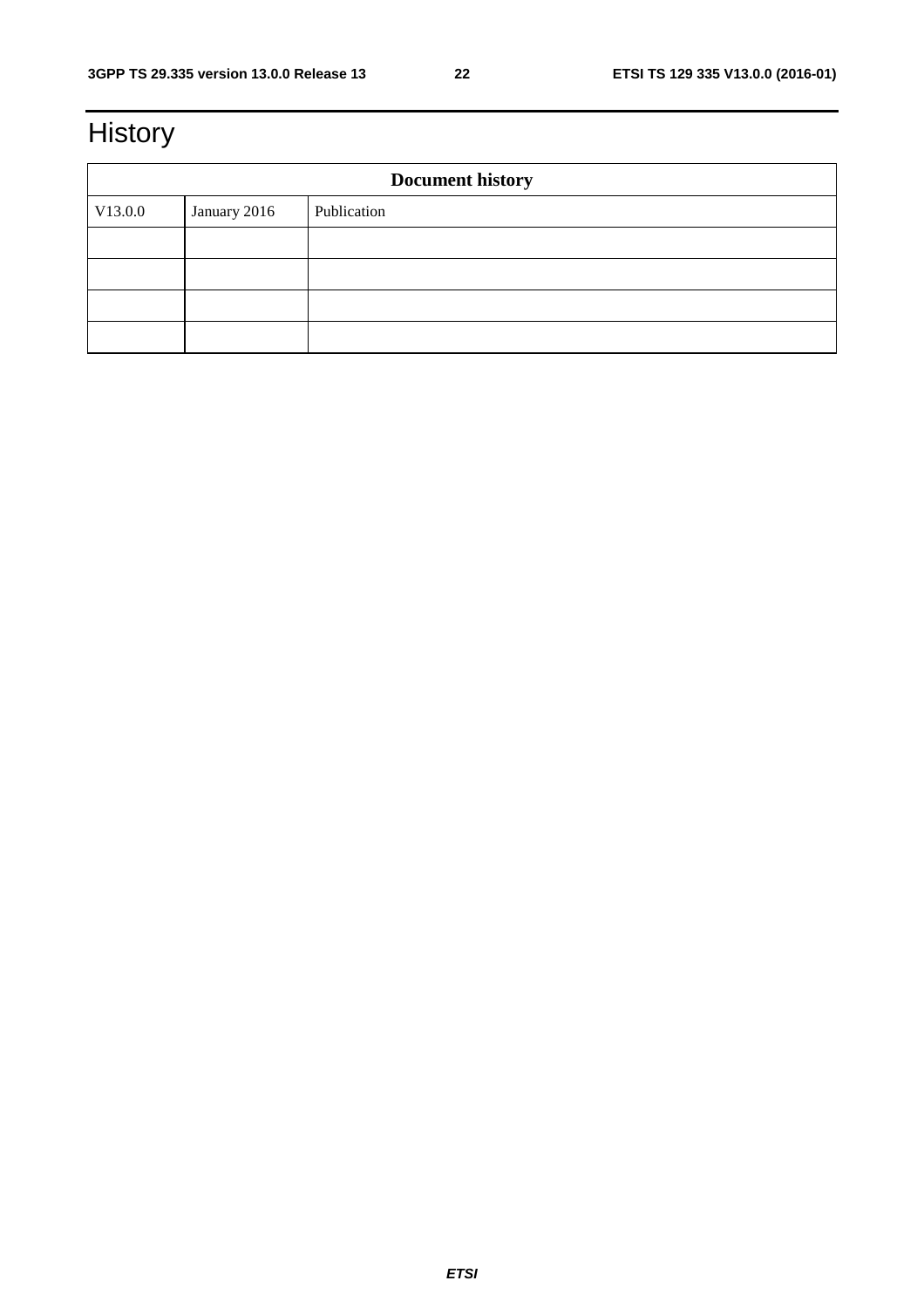# History

| Document history | | |
|---|---|---|
| V13.0.0 | January 2016 | Publication |
| | | |
| | | |
| | | |
| | | |